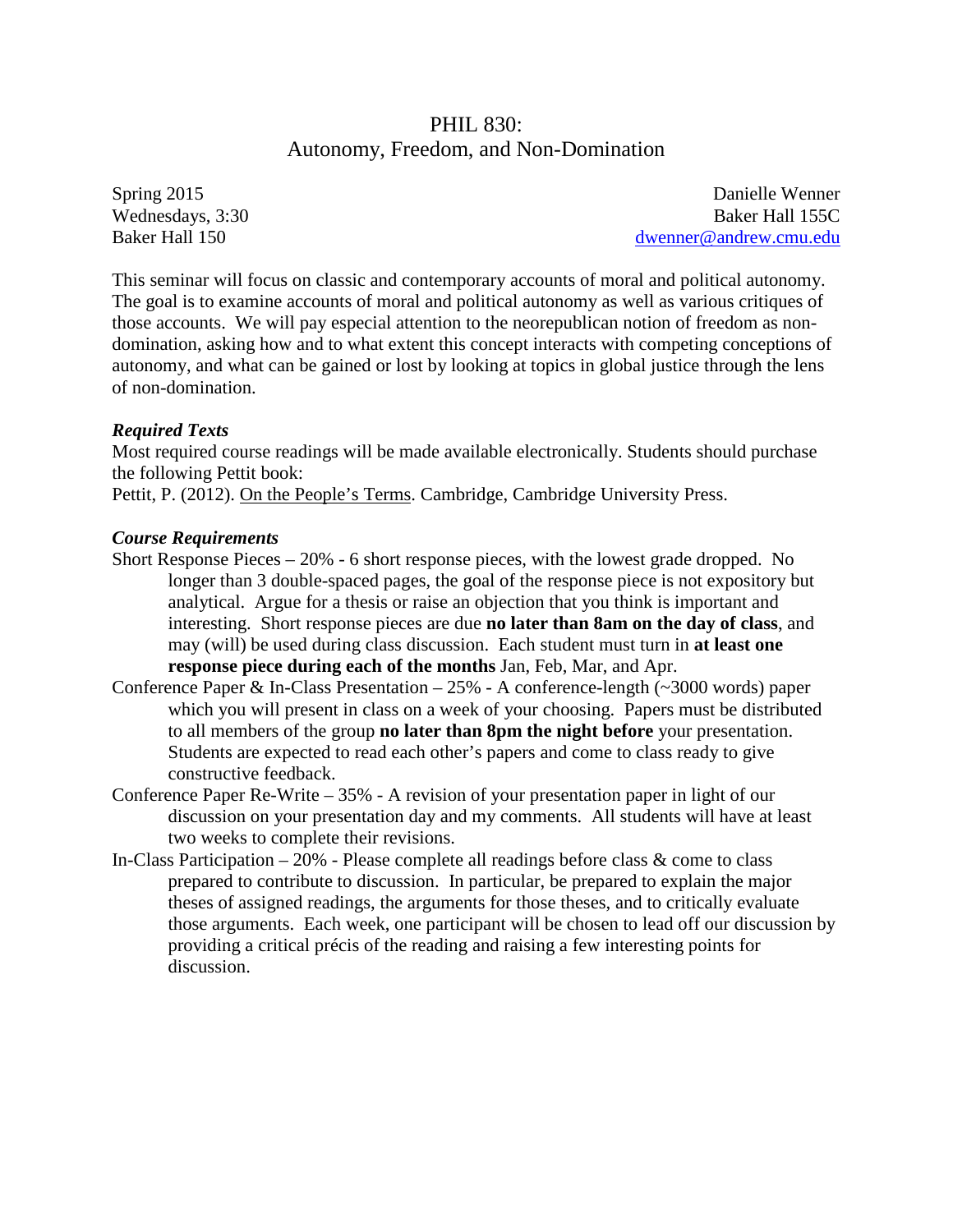# PHIL 830:
# Autonomy, Freedom, and Non-Domination

Spring 2015
Wednesdays, 3:30
Baker Hall 150

Danielle Wenner
Baker Hall 155C
dwenner@andrew.cmu.edu

This seminar will focus on classic and contemporary accounts of moral and political autonomy. The goal is to examine accounts of moral and political autonomy as well as various critiques of those accounts. We will pay especial attention to the neorepublican notion of freedom as non-domination, asking how and to what extent this concept interacts with competing conceptions of autonomy, and what can be gained or lost by looking at topics in global justice through the lens of non-domination.

### *Required Texts*

Most required course readings will be made available electronically. Students should purchase the following Pettit book:

Pettit, P. (2012). On the People's Terms. Cambridge, Cambridge University Press.

### *Course Requirements*

Short Response Pieces – 20% - 6 short response pieces, with the lowest grade dropped. No longer than 3 double-spaced pages, the goal of the response piece is not expository but analytical. Argue for a thesis or raise an objection that you think is important and interesting. Short response pieces are due **no later than 8am on the day of class**, and may (will) be used during class discussion. Each student must turn in **at least one response piece during each of the months** Jan, Feb, Mar, and Apr.

Conference Paper & In-Class Presentation – 25% - A conference-length (~3000 words) paper which you will present in class on a week of your choosing. Papers must be distributed to all members of the group **no later than 8pm the night before** your presentation. Students are expected to read each other's papers and come to class ready to give constructive feedback.

Conference Paper Re-Write – 35% - A revision of your presentation paper in light of our discussion on your presentation day and my comments. All students will have at least two weeks to complete their revisions.

In-Class Participation – 20% - Please complete all readings before class & come to class prepared to contribute to discussion. In particular, be prepared to explain the major theses of assigned readings, the arguments for those theses, and to critically evaluate those arguments. Each week, one participant will be chosen to lead off our discussion by providing a critical précis of the reading and raising a few interesting points for discussion.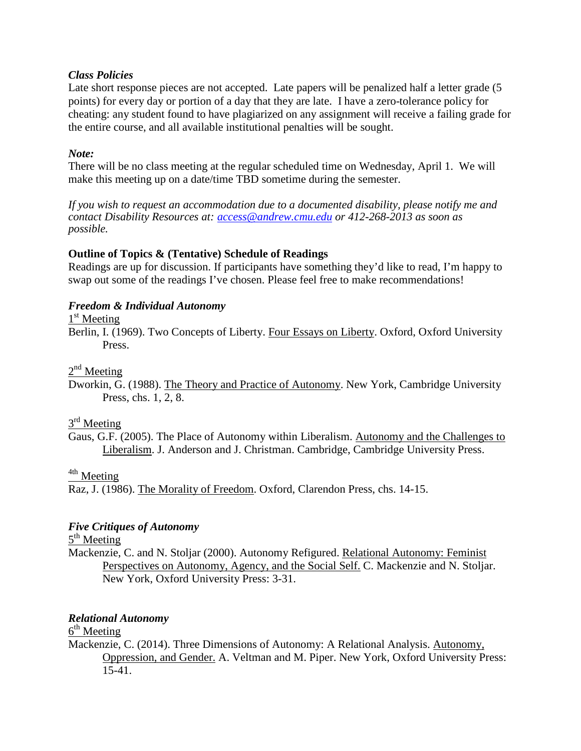### *Class Policies*

Late short response pieces are not accepted. Late papers will be penalized half a letter grade (5 points) for every day or portion of a day that they are late. I have a zero-tolerance policy for cheating: any student found to have plagiarized on any assignment will receive a failing grade for the entire course, and all available institutional penalties will be sought.

### *Note:*

There will be no class meeting at the regular scheduled time on Wednesday, April 1. We will make this meeting up on a date/time TBD sometime during the semester.

*If you wish to request an accommodation due to a documented disability, please notify me and contact Disability Resources at: access@andrew.cmu.edu or 412-268-2013 as soon as possible.*

### **Outline of Topics & (Tentative) Schedule of Readings**

Readings are up for discussion. If participants have something they'd like to read, I'm happy to swap out some of the readings I've chosen. Please feel free to make recommendations!

### *Freedom & Individual Autonomy*

1st Meeting

Berlin, I. (1969). Two Concepts of Liberty. Four Essays on Liberty. Oxford, Oxford University Press.

2nd Meeting

Dworkin, G. (1988). The Theory and Practice of Autonomy. New York, Cambridge University Press, chs. 1, 2, 8.

3rd Meeting

Gaus, G.F. (2005). The Place of Autonomy within Liberalism. Autonomy and the Challenges to Liberalism. J. Anderson and J. Christman. Cambridge, Cambridge University Press.

4th Meeting

Raz, J. (1986). The Morality of Freedom. Oxford, Clarendon Press, chs. 14-15.

### *Five Critiques of Autonomy*

5th Meeting

Mackenzie, C. and N. Stoljar (2000). Autonomy Refigured. Relational Autonomy: Feminist Perspectives on Autonomy, Agency, and the Social Self. C. Mackenzie and N. Stoljar. New York, Oxford University Press: 3-31.

### *Relational Autonomy*

6th Meeting

Mackenzie, C. (2014). Three Dimensions of Autonomy: A Relational Analysis. Autonomy, Oppression, and Gender. A. Veltman and M. Piper. New York, Oxford University Press: 15-41.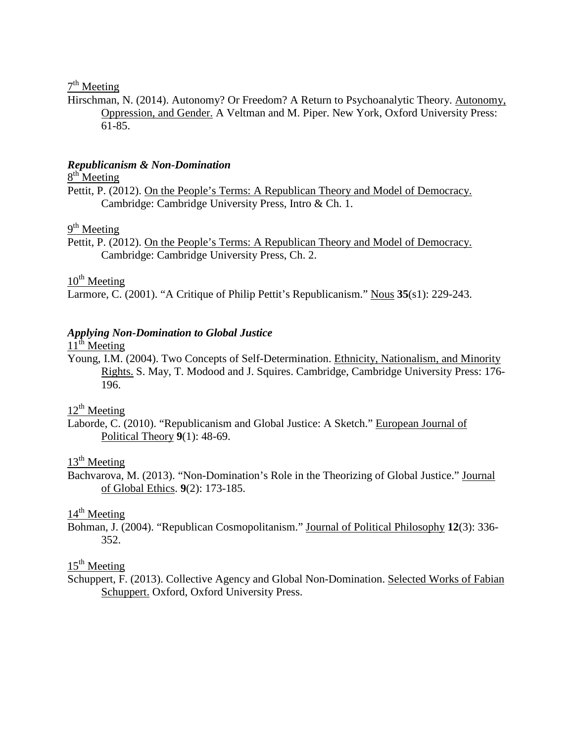7th Meeting

Hirschman, N. (2014). Autonomy? Or Freedom? A Return to Psychoanalytic Theory. Autonomy, Oppression, and Gender. A Veltman and M. Piper. New York, Oxford University Press: 61-85.

***Republicanism & Non-Domination***

8th Meeting

Pettit, P. (2012). On the People's Terms: A Republican Theory and Model of Democracy. Cambridge: Cambridge University Press, Intro & Ch. 1.

9th Meeting

Pettit, P. (2012). On the People's Terms: A Republican Theory and Model of Democracy. Cambridge: Cambridge University Press, Ch. 2.

10th Meeting

Larmore, C. (2001). "A Critique of Philip Pettit's Republicanism." Nous **35**(s1): 229-243.

***Applying Non-Domination to Global Justice***

11th Meeting

Young, I.M. (2004). Two Concepts of Self-Determination. Ethnicity, Nationalism, and Minority Rights. S. May, T. Modood and J. Squires. Cambridge, Cambridge University Press: 176-196.

12th Meeting

Laborde, C. (2010). "Republicanism and Global Justice: A Sketch." European Journal of Political Theory **9**(1): 48-69.

13th Meeting

Bachvarova, M. (2013). "Non-Domination's Role in the Theorizing of Global Justice." Journal of Global Ethics. **9**(2): 173-185.

14th Meeting

Bohman, J. (2004). "Republican Cosmopolitanism." Journal of Political Philosophy **12**(3): 336-352.

15th Meeting

Schuppert, F. (2013). Collective Agency and Global Non-Domination. Selected Works of Fabian Schuppert. Oxford, Oxford University Press.